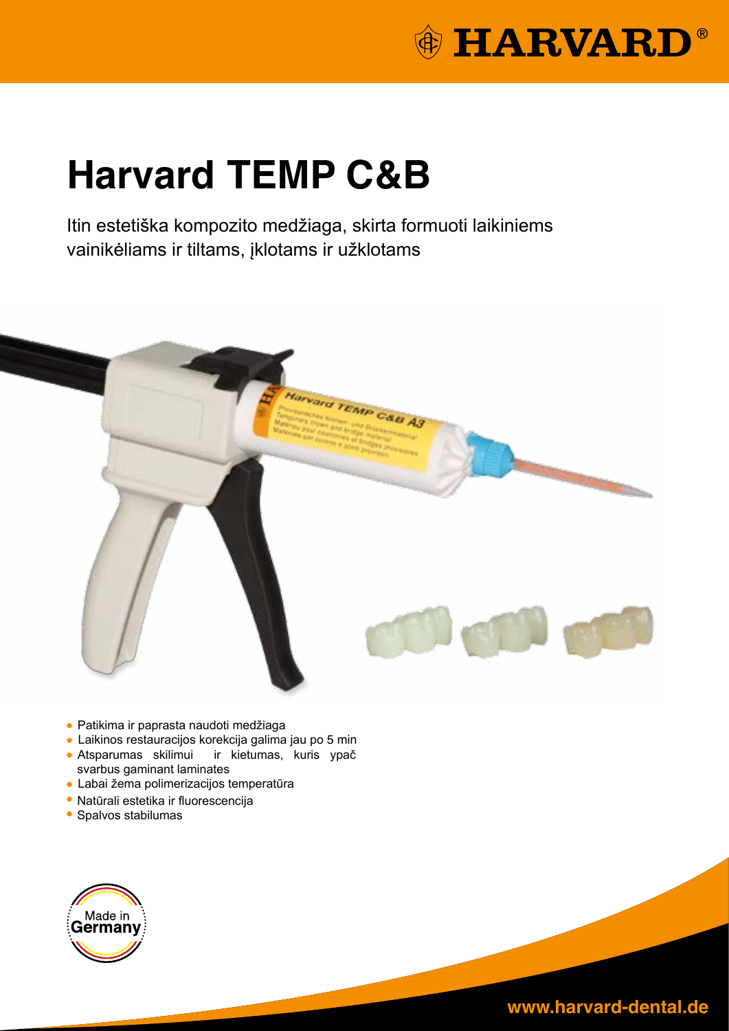HARVARD®

# Harvard TEMP C&B

Itin estetiška kompozito medžiaga, skirta formuoti laikiniems vainikėliams ir tiltams, įklotams ir užklotams

- Patikima ir paprasta naudoti medžiaga
- Laikinos restauracijos korekcija galima jau po 5 min
- Atsparumas skilimui ir kietumas, kuris ypač svarbus gaminant laminates
- Labai žema polimerizacijos temperatūra
- Natūrali estetika ir fluorescencija
- Spalvos stabilumas

Made in Germany

www.harvard-dental.de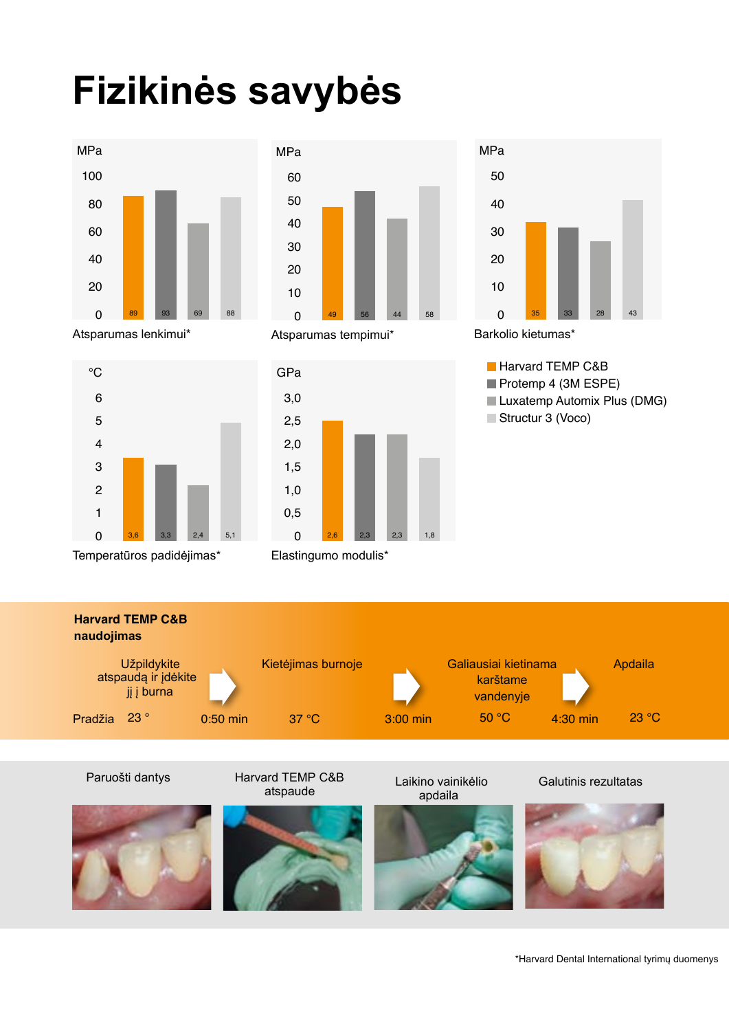# Fizikinės savybės

| | Harvard TEMP C&B | Protemp 4 (3M ESPE) | Luxatemp Automix Plus (DMG) | Structur 3 (Voco) |
|---|---|---|---|---|
| Atsparumas lenkimui* (MPa) | 89 | 93 | 69 | 88 |
| Atsparumas tempimui* (MPa) | 49 | 56 | 44 | 58 |
| Barkolio kietumas* (MPa) | 35 | 33 | 28 | 43 |
| Temperatūros padidėjimas* (°C) | 3,6 | 3,3 | 2,4 | 5,1 |
| Elastingumo modulis* (GPa) | 2,6 | 2,3 | 2,3 | 1,8 |

- Harvard TEMP C&B
- Protemp 4 (3M ESPE)
- Luxatemp Automix Plus (DMG)
- Structur 3 (Voco)

**Harvard TEMP C&B naudojimas**

| Pradžia | | | | | | |
|---|---|---|---|---|---|---|
| Užpildykite atspaudą ir įdėkite jį į burną | | Kietėjimas burnoje | | Galiausiai kietinama karštame vandenyje | | Apdaila |
| 23 ° | 0:50 min | 37 °C | 3:00 min | 50 °C | 4:30 min | 23 °C |

Paruošti dantys

Harvard TEMP C&B atspaude

Laikino vainikėlio apdaila

Galutinis rezultatas

*Harvard Dental International tyrimų duomenys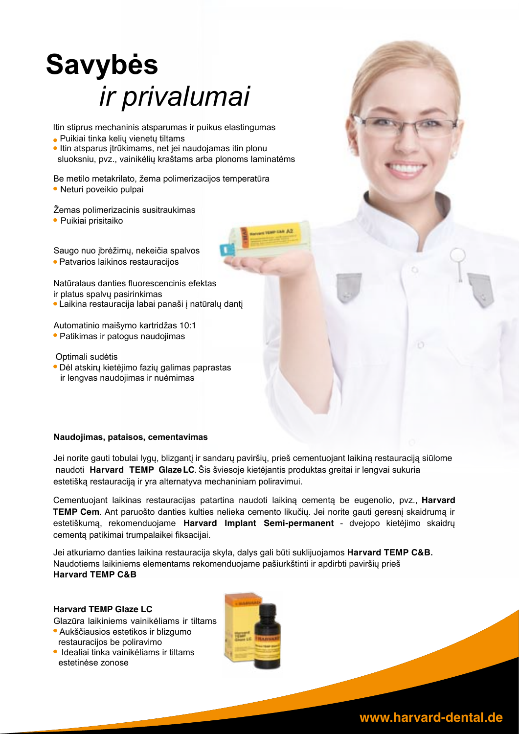# Savybės
# *ir privalumai*

Itin stiprus mechaninis atsparumas ir puikus elastingumas

- Puikiai tinka kelių vienetų tiltams
- Itin atsparus įtrūkimams, net jei naudojamas itin plonu sluoksniu, pvz., vainikėlių kraštams arba plonoms laminatėms

Be metilo metakrilato, žema polimerizacijos temperatūra

- Neturi poveikio pulpai

Žemas polimerizacinis susitraukimas

- Puikiai prisitaiko

Saugo nuo įbrėžimų, nekeičia spalvos

- Patvarios laikinos restauracijos

Natūralaus danties fluorescencinis efektas ir platus spalvų pasirinkimas

- Laikina restauracija labai panaši į natūralų dantį

Automatinio maišymo kartridžas 10:1

- Patikimas ir patogus naudojimas

Optimali sudėtis

- Dėl atskirų kietėjimo fazių galimas paprastas ir lengvas naudojimas ir nuėmimas

**Naudojimas, pataisos, cementavimas**

Jei norite gauti tobulai lygų, blizgantį ir sandarų paviršių, prieš cementuojant laikiną restauraciją siūlome naudoti **Harvard TEMP Glaze LC**. Šis šviesoje kietėjantis produktas greitai ir lengvai sukuria estetišką restauraciją ir yra alternatyva mechaniniam poliravimui.

Cementuojant laikinas restauracijas patartina naudoti laikiną cementą be eugenolio, pvz., **Harvard TEMP Cem**. Ant paruošto danties kulties nelieka cemento likučių. Jei norite gauti geresnį skaidrumą ir estetiškumą, rekomenduojame **Harvard Implant Semi-permanent** - dvejopo kietėjimo skaidrų cementą patikimai trumpalaikei fiksacijai.

Jei atkuriamo danties laikina restauracija skyla, dalys gali būti suklijuojamos **Harvard TEMP C&B.** Naudotiems laikiniems elementams rekomenduojame pašiurkštinti ir apdirbti paviršių prieš **Harvard TEMP C&B**

**Harvard TEMP Glaze LC**

Glazūra laikiniems vainikėliams ir tiltams

- Aukščiausios estetikos ir blizgumo restauracijos be poliravimo
- Idealiai tinka vainikėliams ir tiltams estetinėse zonose

**www.harvard-dental.de**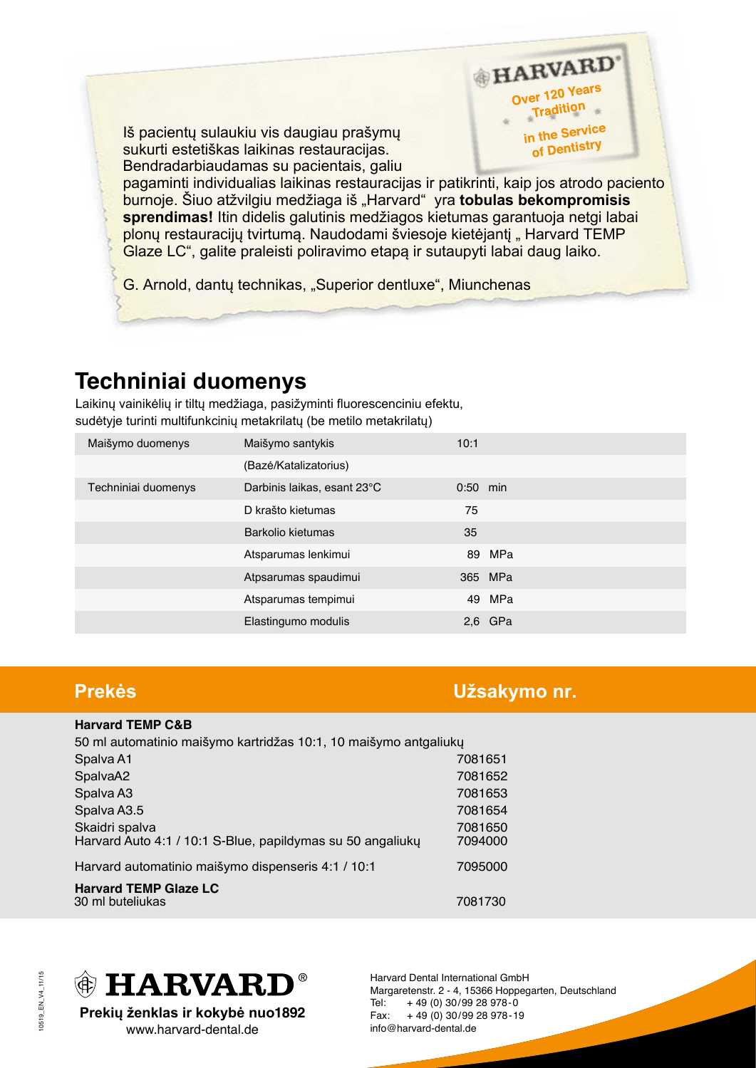Iš pacientų sulaukiu vis daugiau prašymų sukurti estetiškas laikinas restauracijas. Bendradarbiaudamas su pacientais, galiu pagaminti individualias laikinas restauracijas ir patikrinti, kaip jos atrodo paciento burnoje. Šiuo atžvilgiu medžiaga iš „Harvard“ yra **tobulas bekompromisis sprendimas!** Itin didelis galutinis medžiagos kietumas garantuoja netgi labai plonų restauracijų tvirtumą. Naudodami šviesoje kietėjantį „ Harvard TEMP Glaze LC“, galite praleisti poliravimo etapą ir sutaupyti labai daug laiko.

G. Arnold, dantų technikas, „Superior dentluxe“, Miunchenas

HARVARD® Over 120 Years Tradition in the Service of Dentistry

## Techniniai duomenys

Laikinų vainikėlių ir tiltų medžiaga, pasižyminti fluorescenciniu efektu, sudėtyje turinti multifunkcinių metakrilatų (be metilo metakrilatų)

| | | |
|---|---|---|
| Maišymo duomenys | Maišymo santykis | 10:1 |
| | (Bazė/Katalizatorius) | |
| Techniniai duomenys | Darbinis laikas, esant 23°C | 0:50 min |
| | D krašto kietumas | 75 |
| | Barkolio kietumas | 35 |
| | Atsparumas lenkimui | 89 MPa |
| | Atpsarumas spaudimui | 365 MPa |
| | Atsparumas tempimui | 49 MPa |
| | Elastingumo modulis | 2,6 GPa |

| Prekės | Užsakymo nr. |
|---|---|
| **Harvard TEMP C&B** | |
| 50 ml automatinio maišymo kartridžas 10:1, 10 maišymo antgaliukų | |
| Spalva A1 | 7081651 |
| SpalvaA2 | 7081652 |
| Spalva A3 | 7081653 |
| Spalva A3.5 | 7081654 |
| Skaidri spalva | 7081650 |
| Harvard Auto 4:1 / 10:1 S-Blue, papildymas su 50 angaliukų | 7094000 |
| Harvard automatinio maišymo dispenseris 4:1 / 10:1 | 7095000 |
| **Harvard TEMP Glaze LC** | |
| 30 ml buteliukas | 7081730 |

10519_EN_V4_11/15

HARVARD®

**Prekių ženklas ir kokybė nuo1892**

www.harvard-dental.de

Harvard Dental International GmbH
Margaretenstr. 2 - 4, 15366 Hoppegarten, Deutschland
Tel: + 49 (0) 30/99 28 978-0
Fax: + 49 (0) 30/99 28 978-19
info@harvard-dental.de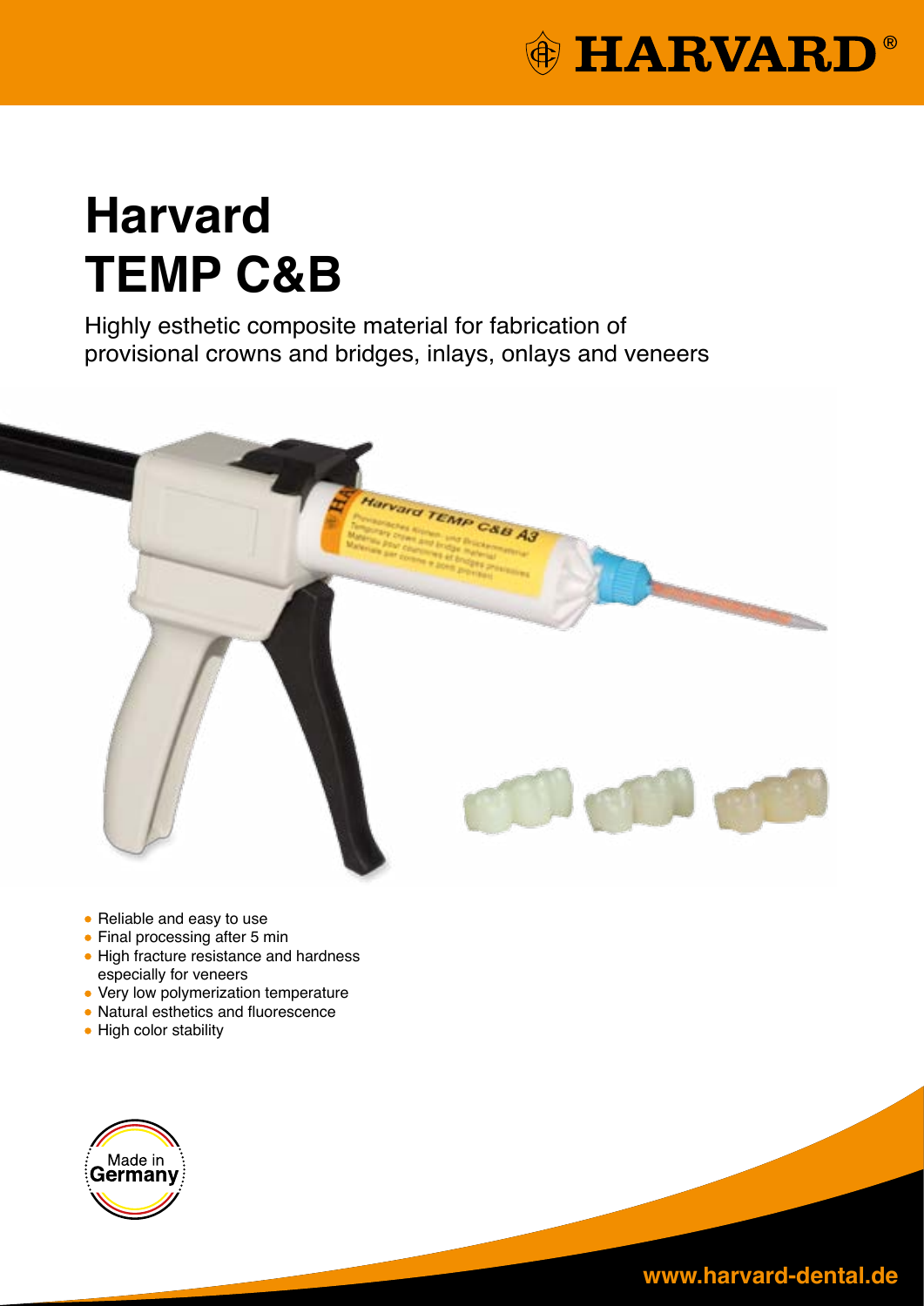# Harvard TEMP C&B

Highly esthetic composite material for fabrication of provisional crowns and bridges, inlays, onlays and veneers

- Reliable and easy to use
- Final processing after 5 min
- High fracture resistance and hardness especially for veneers
- Very low polymerization temperature
- Natural esthetics and fluorescence
- High color stability

Made in Germany

www.harvard-dental.de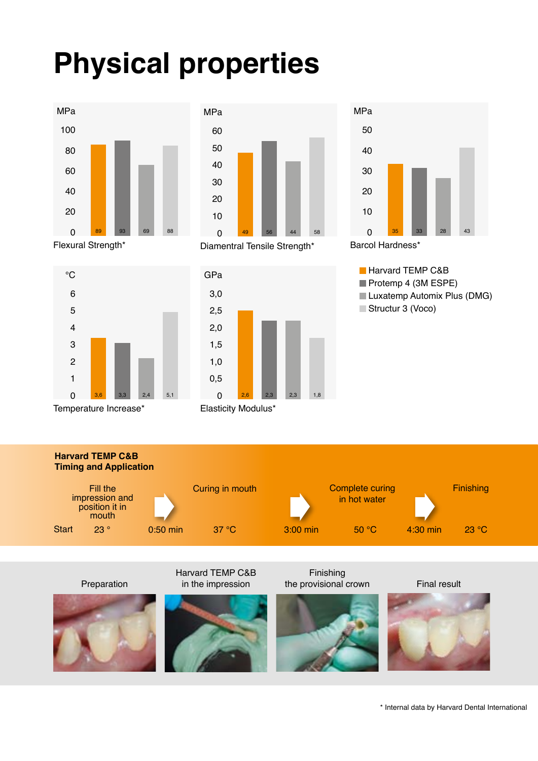# Physical properties

| | Harvard TEMP C&B | Protemp 4 (3M ESPE) | Luxatemp Automix Plus (DMG) | Structur 3 (Voco) |
|---|---|---|---|---|
| Flexural Strength* (MPa) | 89 | 93 | 69 | 88 |
| Diamentral Tensile Strength* (MPa) | 49 | 56 | 44 | 58 |
| Barcol Hardness* | 35 | 33 | 28 | 43 |
| Temperature Increase* (°C) | 3,6 | 3,3 | 2,4 | 5,1 |
| Elasticity Modulus* (GPa) | 2,6 | 2,3 | 2,3 | 1,8 |

**Harvard TEMP C&B**
**Timing and Application**

| Start | | 0:50 min | | 3:00 min | | 4:30 min | |
|---|---|---|---|---|---|---|---|
| | Fill the impression and position it in mouth | | Curing in mouth | | Complete curing in hot water | | Finishing |
| | 23 ° | | 37 °C | | 50 °C | | 23 °C |

Preparation

Harvard TEMP C&B in the impression

Finishing the provisional crown

Final result

* Internal data by Harvard Dental International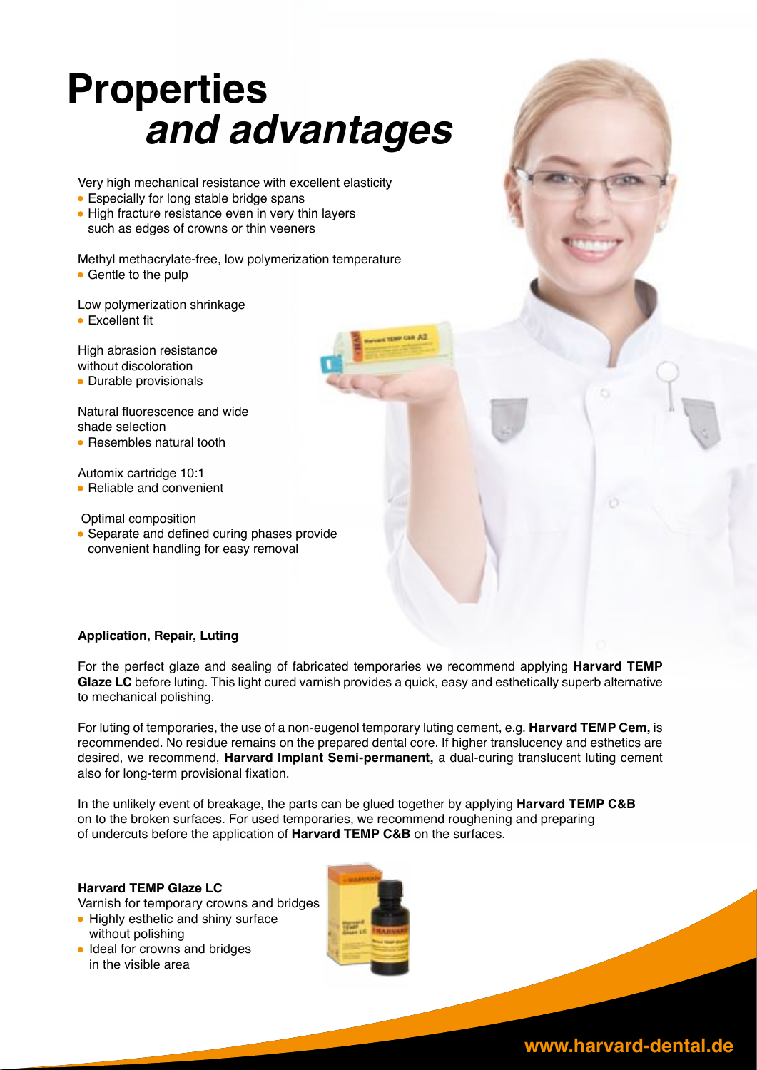# Properties *and advantages*

Very high mechanical resistance with excellent elasticity

- Especially for long stable bridge spans
- High fracture resistance even in very thin layers such as edges of crowns or thin veneers

Methyl methacrylate-free, low polymerization temperature

- Gentle to the pulp

Low polymerization shrinkage

- Excellent fit

High abrasion resistance without discoloration

- Durable provisionals

Natural fluorescence and wide shade selection

- Resembles natural tooth

Automix cartridge 10:1

- Reliable and convenient

Optimal composition

- Separate and defined curing phases provide convenient handling for easy removal

**Application, Repair, Luting**

For the perfect glaze and sealing of fabricated temporaries we recommend applying **Harvard TEMP Glaze LC** before luting. This light cured varnish provides a quick, easy and esthetically superb alternative to mechanical polishing.

For luting of temporaries, the use of a non-eugenol temporary luting cement, e.g. **Harvard TEMP Cem,** is recommended. No residue remains on the prepared dental core. If higher translucency and esthetics are desired, we recommend, **Harvard Implant Semi-permanent,** a dual-curing translucent luting cement also for long-term provisional fixation.

In the unlikely event of breakage, the parts can be glued together by applying **Harvard TEMP C&B** on to the broken surfaces. For used temporaries, we recommend roughening and preparing of undercuts before the application of **Harvard TEMP C&B** on the surfaces.

**Harvard TEMP Glaze LC**

Varnish for temporary crowns and bridges

- Highly esthetic and shiny surface without polishing
- Ideal for crowns and bridges in the visible area

**www.harvard-dental.de**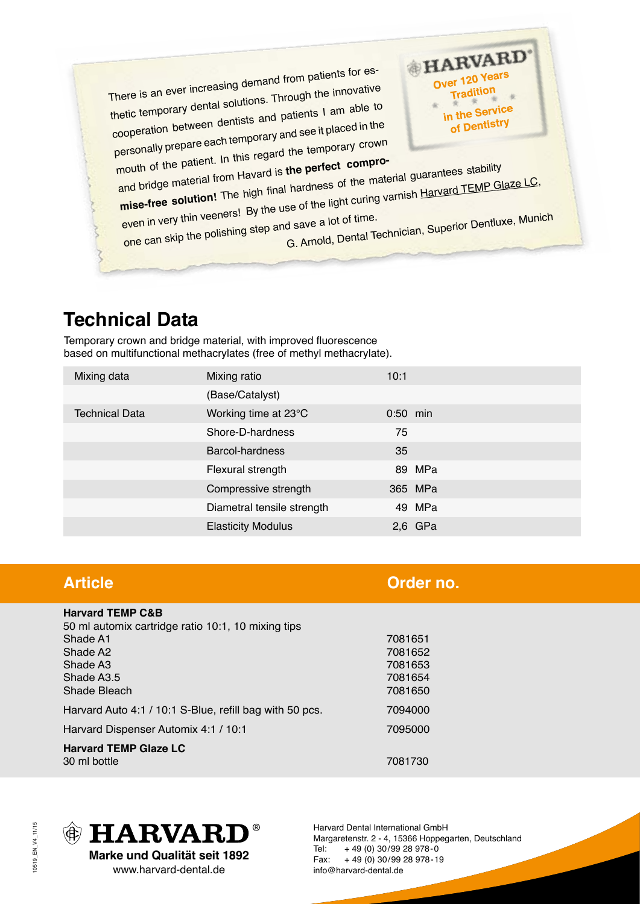There is an ever increasing demand from patients for esthetic temporary dental solutions. Through the innovative cooperation between dentists and patients I am able to personally prepare each temporary and see it placed in the mouth of the patient. In this regard the temporary crown and bridge material from Havard is **the perfect compromise-free solution!** The high final hardness of the material guarantees stability even in very thin veeners! By the use of the light curing varnish Harvard TEMP Glaze LC, one can skip the polishing step and save a lot of time.

G. Arnold, Dental Technician, Superior Dentluxe, Munich

**HARVARD®**
Over 120 Years Tradition in the Service of Dentistry

## Technical Data

Temporary crown and bridge material, with improved fluorescence based on multifunctional methacrylates (free of methyl methacrylate).

| | | |
|---|---|---|
| Mixing data | Mixing ratio (Base/Catalyst) | 10:1 |
| Technical Data | Working time at 23°C | 0:50 min |
| | Shore-D-hardness | 75 |
| | Barcol-hardness | 35 |
| | Flexural strength | 89 MPa |
| | Compressive strength | 365 MPa |
| | Diametral tensile strength | 49 MPa |
| | Elasticity Modulus | 2,6 GPa |

| Article | Order no. |
|---|---|
| **Harvard TEMP C&B** 50 ml automix cartridge ratio 10:1, 10 mixing tips | |
| Shade A1 | 7081651 |
| Shade A2 | 7081652 |
| Shade A3 | 7081653 |
| Shade A3.5 | 7081654 |
| Shade Bleach | 7081650 |
| Harvard Auto 4:1 / 10:1 S-Blue, refill bag with 50 pcs. | 7094000 |
| Harvard Dispenser Automix 4:1 / 10:1 | 7095000 |
| **Harvard TEMP Glaze LC** 30 ml bottle | 7081730 |

10519_EN_V4_11/15

**HARVARD®**
Marke und Qualität seit 1892
www.harvard-dental.de

Harvard Dental International GmbH
Margaretenstr. 2 - 4, 15366 Hoppegarten, Deutschland
Tel: + 49 (0) 30/99 28 978-0
Fax: + 49 (0) 30/99 28 978-19
info@harvard-dental.de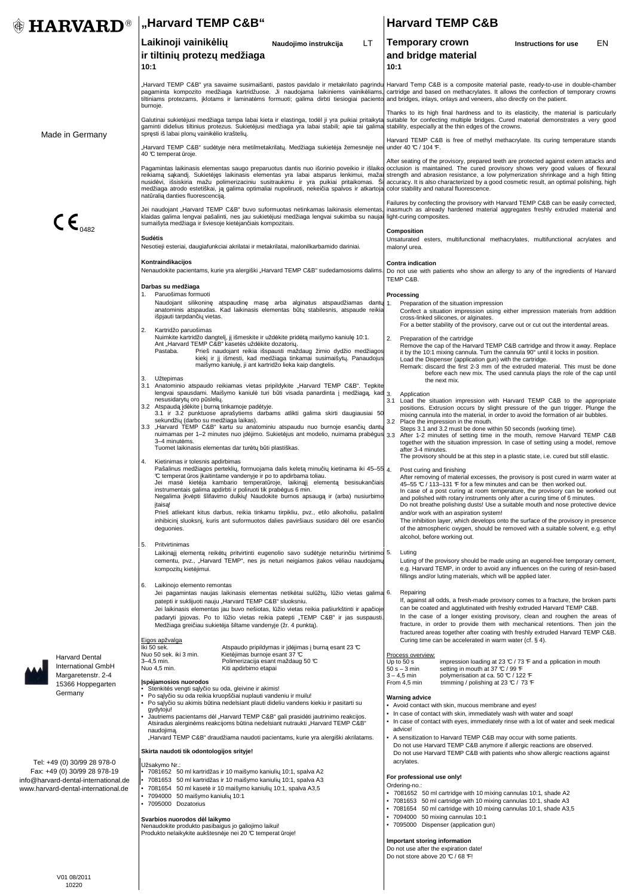# HARVARD®

Made in Germany

CE 0482

Harvard Dental International GmbH
Margaretenstr. 2-4
15366 Hoppegarten
Germany

Tel: +49 (0) 30/99 28 978-0
Fax: +49 (0) 30/99 28 978-19
info@harvard-dental-international.de
www.harvard-dental-international.de

V01 08/2011
10220

## „Harvard TEMP C&B"

### Laikinoji vainikėlių ir tiltinių protezų medžiaga 10:1

**Naudojimo instrukcija** LT

„Harvard TEMP C&B" yra savaime susimaišanti, pastos pavidalo ir metakrilato pagrindu pagaminta kompozito medžiaga kartridžuose. Ji naudojama laikiniems vainikėliams, tiltiniams protezams, įklotams ir laminatėms formuoti; galima dirbti tiesiogiai paciento burnoje.

Galutinai sukietėjusi medžiaga tampa labai kieta ir elastinga, todėl ji yra puikiai pritaikyta gaminti didelius tiltinius protezus. Sukietėjusi medžiaga yra labai stabili; apie tai galima spręsti iš labai plonų vainikėlio kraštelių.

„Harvard TEMP C&B" sudėtyje nėra metilmetakrilatų. Medžiaga sukietėja žemesnėje nei 40 ℃ temperat ūroje.

Pagamintas laikinasis elementas saugo preparuotus dantis nuo išorinio poveikio ir išlaiko reikiamą sąkandį. Sukietėjęs laikinasis elementas yra labai atsparus lenkimui, mažai nusidėvi, išsiskiria mažu polimerizaciniu susitraukimu ir yra puikiai pritaikomas. Ši medžiaga atrodo estetiškai, ją galima optimaliai nupoliruoti, nekeičia spalvos ir atkartoja natūralią danties fluorescenciją.

Jei naudojant „Harvard TEMP C&B" buvo suformuotas netinkamas laikinasis elementas, klaidas galima lengvai pašalinti, nes jau sukietėjusi medžiaga lengvai sukimba su naujai sumaišyta medžiaga ir šviesoje kietėjančiais kompozitais.

**Sudėtis**
Nesotieji esteriai, daugiafunkciai akrilatai ir metakrilatai, malonilkarbamido dariniai.

**Kontraindikacijos**
Nenaudokite pacientams, kurie yra alergiški „Harvard TEMP C&B" sudedamosioms dalims.

**Darbas su medžiaga**

1. Paruošimas formuoti
   Naudojant silikoninę atspaudinę masę arba alginatus atspaudžiamas dantų anatominis atspaudas. Kad laikinasis elementas būtų stabilesnis, atspaude reikia išpjauti tarpdančių vietas.

2. Kartridžo paruošimas
   Nuimkite kartridžo dangtelį, jį išmeskite ir uždėkite pridėtą maišymo kaniulę 10:1.
   Ant „Harvard TEMP C&B" kasetės uždėkite dozatorių.
   Pastaba. Prieš naudojant reikia išspausti maždaug žirnio dydžio medžiagos kiekį ir jį išmesti, kad medžiaga tinkamai susimaišytų. Panaudojus maišymo kaniulę, ji ant kartridžo lieka kaip dangtelis.

3. Užtepimas
   3.1 Anatominio atspaudo reikiamas vietas pripildykite „Harvard TEMP C&B". Tepkite lengvai spausdami. Maišymo kaniulė turi būti visada panardinta į medžiagą, kad nesusidarytų oro pūslelių.
   3.2 Atspaudą įdėkite į burną tinkamoje padėtyje.
   3.1 ir 3.2 punktuose aprašytiems darbams atlikti galima skirti daugiausiai 50 sekundžių (darbo su medžiaga laikas).
   3.3 „Harvard TEMP C&B" kartu su anatominiu atspaudu nuo burnoje esančių dantų nuimamas per 1–2 minutes nuo įdėjimo. Sukietėjus ant modelio, nuimama prabėgus 3–4 minutėms.
   Tuomet laikinasis elementas dar turėtų būti plastiškas.

4. Kietinimas ir tolesnis apdirbimas
   Pašalinus medžiagos perteklių, formuojama dalis keletą minučių kietinama iki 45–55 ℃ temperat ūros įkaitintame vandenyje ir po to apdirbama toliau.
   Jei masė kietėja kambario temperatūroje, laikinąjį elementą besisukančiais instrumentais galima apdirbti ir poliruoti tik prabėgus 6 min.
   Negalima įkvėpti šlifavimo dulkių! Naudokite burnos apsaugą ir (arba) nusiurbimo įtaisą!
   Prieš atliekant kitus darbus, reikia tinkamu tirpikliu, pvz., etilo alkoholiu, pašalinti inhibicinį sluoksnį, kuris ant suformuotos dalies paviršiaus susidaro dėl ore esančio deguonies.

5. Pritvirtinimas
   Laikinąjį elementą reikėtų pritvirtinti eugenolio savo sudėtyje neturinčiu tvirtinimo cementu, pvz., „Harvard TEMP", nes jis neturi neigiamos įtakos vėliau naudojamų kompozitų kietėjimui.

6. Laikinojo elemento remontas
   Jei pagamintas naujas laikinasis elementas netikėtai sulūžtų, lūžio vietas galima patepti ir suklijuoti nauju „Harvard TEMP C&B" sluoksniu.
   Jei laikinasis elementas jau buvo nešiotas, lūžio vietas reikia pašiurkštinti ir apačioje padaryti įpjovas. Po to lūžio vietas reikia patepti „TEMP C&B" ir jas suspausti. Medžiaga greičiau sukietėja šiltame vandenyje (žr. 4 punktą).

**Eigos apžvalga**

| | |
|---|---|
| Iki 50 sek. | Atspaudo pripildymas ir įdėjimas į burną esant 23 ℃ |
| Nuo 50 sek. iki 3 min. | Kietėjimas burnoje esant 37 ℃ |
| 3–4,5 min. | Polimerizacija esant maždaug 50 ℃ |
| Nuo 4,5 min. | Kiti apdirbimo etapai |

**Įspėjamosios nuorodos**
- Stenkitės vengti sąlyčio su oda, gleivine ir akimis!
- Po sąlyčio su oda reikia kruopščiai nuplauti vandeniu ir muilu!
- Po sąlyčio su akimis būtina nedelsiant plauti dideliu vandens kiekiu ir pasitarti su gydytoju!
- Jautriems pacientams dėl „Harvard TEMP C&B" gali prasidėti jautrinimo reakcijos. Atsiradus alerginėms reakcijoms būtina nedelsiant nutraukti „Harvard TEMP C&B" naudojimą.
  „Harvard TEMP C&B" draudžiama naudoti pacientams, kurie yra alergiški akrilatams.

**Skirta naudoti tik odontologijos srityje!**

Užsakymo Nr.:
- 7081652 50 ml kartridžas ir 10 maišymo kaniulių 10:1, spalva A2
- 7081653 50 ml kartridžas ir 10 maišymo kaniulių 10:1, spalva A3
- 7081654 50 ml kasetė ir 10 maišymo kaniulių 10:1, spalva A3,5
- 7094000 50 maišymo kaniulių 10:1
- 7095000 Dozatorius

**Svarbios nuorodos dėl laikymo**
Nenaudokite produkto pasibaigus jo galiojimo laikui!
Produkto nelaikykite aukštesnėje nei 20 ℃ temperat ūroje!

## Harvard TEMP C&B

### Temporary crown and bridge material 10:1

**Instructions for use** EN

Harvard Temp C&B is a composite material paste, ready-to-use in double-chamber cartridge and based on methacrylates. It allows the confection of temporary crowns and bridges, inlays, onlays and veneers, also directly on the patient.

Thanks to its high final hardness and to its elasticity, the material is particularly suitable for confecting multiple bridges. Cured material demonstrates a very good stability, especially at the thin edges of the crowns.

Harvard TEMP C&B is free of methyl methacrylate. Its curing temperature stands under 40 ℃ / 104 ℉.

After seating of the provisory, prepared teeth are protected against extern attacks and occlusion is maintained. The cured provisory shows very good values of flexural strength and abrasion resistance, a low polymerization shrinkage and a high fitting accuracy. It is also characterized by a good cosmetic result, an optimal polishing, high color stability and natural fluorescence.

Failures by confecting the provisory with Harvard TEMP C&B can be easily corrected, inasmuch as already hardened material aggregates freshly extruded material and light-curing composites.

**Composition**
Unsaturated esters, multifunctional methacrylates, multifunctional acrylates and malonyl urea.

**Contra indication**
Do not use with patients who show an allergy to any of the ingredients of Harvard TEMP C&B.

**Processing**

1. Preparation of the situation impression
   Confect a situation impression using either impression materials from addition cross-linked silicones, or alginates.
   For a better stability of the provisory, carve out or cut out the interdental areas.

2. Preparation of the cartridge
   Remove the cap of the Harvard TEMP C&B cartridge and throw it away. Replace it by the 10:1 mixing cannula. Turn the cannula 90° until it locks in position.
   Load the Dispenser (application gun) with the cartridge.
   Remark: discard the first 2-3 mm of the extruded material. This must be done before each new mix. The used cannula plays the role of the cap until the next mix.

3. Application
   3.1 Load the situation impression with Harvard TEMP C&B to the appropriate positions. Extrusion occurs by slight pressure of the gun trigger. Plunge the mixing cannula into the material, in order to avoid the formation of air bubbles.
   3.2 Place the impression in the mouth.
   Steps 3.1 and 3.2 must be done within 50 seconds (working time).
   3.3 After 1-2 minutes of setting time in the mouth, remove Harvard TEMP C&B together with the situation impression. In case of setting using a model, remove after 3-4 minutes.
   The provisory should be at this step in a plastic state, i.e. cured but still elastic.

4. Post curing and finishing
   After removing of material excesses, the provisory is post cured in warm water at 45–55 ℃ / 113–131 ℉ for a few minutes and can be then worked out.
   In case of a post curing at room temperature, the provisory can be worked out and polished with rotary instruments only after a curing time of 6 minutes.
   Do not breathe polishing dusts! Use a suitable mouth and nose protective device and/or work with an aspiration system!
   The inhibition layer, which develops onto the surface of the provisory in presence of the atmospheric oxygen, should be removed with a suitable solvent, e.g. ethyl alcohol, before working out.

5. Luting
   Luting of the provisory should be made using an eugenol-free temporary cement, e.g. Harvard TEMP, in order to avoid any influences on the curing of resin-based fillings and/or luting materials, which will be applied later.

6. Repairing
   If, against all odds, a fresh-made provisory comes to a fracture, the broken parts can be coated and agglutinated with freshly extruded Harvard TEMP C&B.
   In the case of a longer existing provisory, clean and roughen the areas of fracture, in order to provide them with mechanical retentions. Then join the fractured areas together after coating with freshly extruded Harvard TEMP C&B. Curing time can be accelerated in warm water (cf. § 4).

**Process overview:**

| | |
|---|---|
| Up to 50 s | impression loading at 23 ℃ / 73 ℉ and a pplication in mouth |
| 50 s – 3 min | setting in mouth at 37 ℃ / 99 ℉ |
| 3 – 4,5 min | polymerisation at ca. 50 ℃ / 122 ℉ |
| From 4,5 min | trimming / polishing at 23 ℃ / 73 ℉ |

**Warning advice**
- Avoid contact with skin, mucous membrane and eyes!
- In case of contact with skin, immediately wash with water and soap!
- In case of contact with eyes, immediately rinse with a lot of water and seek medical advice!
- A sensitization to Harvard TEMP C&B may occur with some patients.
  Do not use Harvard TEMP C&B anymore if allergic reactions are observed.
  Do not use Harvard TEMP C&B with patients who show allergic reactions against acrylates.

**For professional use only!**

Ordering-no.:
- 7081652 50 ml cartridge with 10 mixing cannulas 10:1, shade A2
- 7081653 50 ml cartridge with 10 mixing cannulas 10:1, shade A3
- 7081654 50 ml cartridge with 10 mixing cannulas 10:1, shade A3,5
- 7094000 50 mixing cannulas 10:1
- 7095000 Dispenser (application gun)

**Important storing information**
Do not use after the expiration date!
Do not store above 20 ℃ / 68 ℉!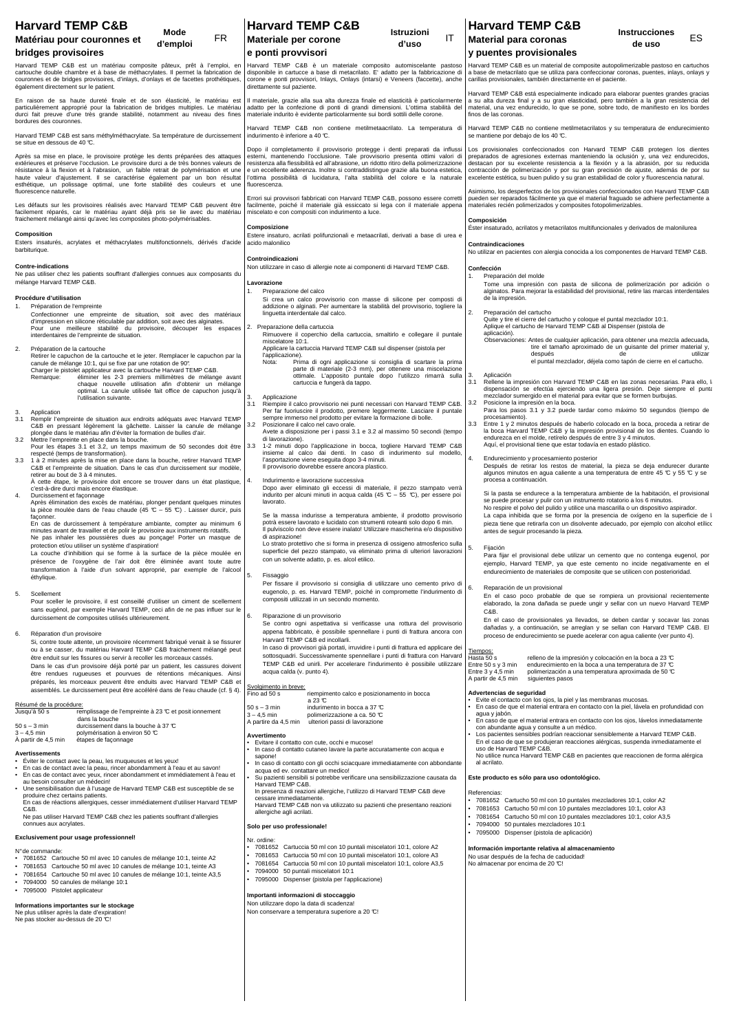# Harvard TEMP C&B

## Matériau pour couronnes et bridges provisoires

Mode d'emploi FR

Harvard TEMP C&B est un matériau composite pâteux, prêt à l'emploi, en cartouche double chambre et à base de méthacrylates. Il permet la fabrication de couronnes et de bridges provisoires, d'inlays, d'onlays et de facettes prothétiques, également directement sur le patient.

En raison de sa haute dureté finale et de son élasticité, le matériau est particulièrement approprié pour la fabrication de bridges multiples. Le matériau durci fait preuve d'une très grande stabilité, notamment au niveau des fines bordures des couronnes.

Harvard TEMP C&B est sans méthylméthacrylate. Sa température de durcissement se situe en dessous de 40 ℃.

Après sa mise en place, le provisoire protège les dents préparées des attaques extérieures et préserve l'occlusion. Le provisoire durci a de très bonnes valeurs de résistance à la flexion et à l'abrasion, un faible retrait de polymérisation et une haute valeur d'ajustement. Il se caractérise également par un bon résultat esthétique, un polissage optimal, une forte stabilité des couleurs et une fluorescence naturelle.

Les défauts sur les provisoires réalisés avec Harvard TEMP C&B peuvent être facilement réparés, car le matériau ayant déjà pris se lie avec du matériau fraichement mélangé ainsi qu'avec les composites photo-polymérisables.

**Composition**

Esters insaturés, acrylates et méthacrylates multifonctionnels, dérivés d'acide barbiturique.

**Contre-indications**

Ne pas utiliser chez les patients souffrant d'allergies connues aux composants du mélange Harvard TEMP C&B.

**Procédure d'utilisation**

1. Préparation de l'empreinte
   Confectionner une empreinte de situation, soit avec des matériaux d'impression en silicone réticulable par addition, soit avec des alginates.
   Pour une meilleure stabilité du provisoire, découper les espaces interdentaires de l'empreinte de situation.

2. Préparation de la cartouche
   Retirer le capuchon de la cartouche et le jeter. Remplacer le capuchon par la canule de mélange 10:1, qui se fixe par une rotation de 90°.
   Charger le pistolet applicateur avec la cartouche Harvard TEMP C&B.
   Remarque: éliminer les 2-3 premiers millimètres de mélange avant chaque nouvelle utilisation afin d'obtenir un mélange optimal. La canule utilisée fait office de capuchon jusqu'à l'utilisation suivante.

3. Application
   3.1 Remplir l'empreinte de situation aux endroits adéquats avec Harvard TEMP C&B en pressant légèrement la gâchette. Laisser la canule de mélange plongée dans le matériau afin d'éviter la formation de bulles d'air.
   3.2 Mettre l'empreinte en place dans la bouche.
   Pour les étapes 3.1 et 3.2, un temps maximum de 50 secondes doit être respecté (temps de transformation).
   3.3 1 à 2 minutes après la mise en place dans la bouche, retirer Harvard TEMP C&B et l'empreinte de situation. Dans le cas d'un durcissement sur modèle, retirer au bout de 3 à 4 minutes.
   À cette étape, le provisoire doit encore se trouver dans un état plastique, c'est-à-dire durci mais encore élastique.
4. Durcissement et façonnage
   Après élimination des excès de matériau, plonger pendant quelques minutes la pièce moulée dans de l'eau chaude (45 ℃ – 55 ℃) . Laisser durcir, puis façonner.
   En cas de durcissement à température ambiante, compter au minimum 6 minutes avant de travailler et de polir le provisoire aux instruments rotatifs.
   Ne pas inhaler les poussières dues au ponçage! Porter un masque de protection et/ou utiliser un système d'aspiration!
   La couche d'inhibition qui se forme à la surface de la pièce moulée en présence de l'oxygène de l'air doit être éliminée avant toute autre transformation à l'aide d'un solvant approprié, par exemple de l'alcool éthylique.

5. Scellement
   Pour sceller le provisoire, il est conseillé d'utiliser un ciment de scellement sans eugénol, par exemple Harvard TEMP, ceci afin de ne pas influer sur le durcissement de composites utilisés ultérieurement.

6. Réparation d'un provisoire
   Si, contre toute attente, un provisoire récemment fabriqué venait à se fissurer ou à se casser, du matériau Harvard TEMP C&B fraichement mélangé peut être enduit sur les fissures ou servir à recoller les morceaux cassés.
   Dans le cas d'un provisoire déjà porté par un patient, les cassures doivent être rendues rugueuses et pourvues de rétentions mécaniques. Ainsi préparés, les morceaux peuvent être enduits avec Harvard TEMP C&B et assemblés. Le durcissement peut être accéléré dans de l'eau chaude (cf. § 4).

Résumé de la procédure:

| | |
|---|---|
| Jusqu'à 50 s | remplissage de l'empreinte à 23 ℃ et positionnement dans la bouche |
| 50 s – 3 min | durcissement dans la bouche à 37 ℃ |
| 3 – 4,5 min | polymérisation à environ 50 ℃ |
| À partir de 4,5 min | étapes de façonnage |

**Avertissements**

- Éviter le contact avec la peau, les muqueuses et les yeux!
- En cas de contact avec la peau, rincer abondamment à l'eau et au savon!
- En cas de contact avec yeux, rincer abondamment et immédiatement à l'eau et au besoin consulter un médecin!
- Une sensibilisation due à l'usage de Harvard TEMP C&B est susceptible de se produire chez certains patients.
  En cas de réactions allergiques, cesser immédiatement d'utiliser Harvard TEMP C&B.
  Ne pas utiliser Harvard TEMP C&B chez les patients souffrant d'allergies connues aux acrylates.

**Exclusivement pour usage professionnel!**

N° de commande:

- 7081652 Cartouche 50 ml avec 10 canules de mélange 10:1, teinte A2
- 7081653 Cartouche 50 ml avec 10 canules de mélange 10:1, teinte A3
- 7081654 Cartouche 50 ml avec 10 canules de mélange 10:1, teinte A3,5
- 7094000 50 canules de mélange 10:1
- 7095000 Pistolet applicateur

**Informations importantes sur le stockage**

Ne plus utiliser après la date d'expiration!
Ne pas stocker au-dessus de 20 ℃!

# Harvard TEMP C&B

## Materiale per corone e ponti provvisori

Istruzioni d'uso IT

Harvard TEMP C&B è un materiale composito automiscelante pastoso disponibile in cartucce a base di metacrilato. E' adatto per la fabbricazione di corone e ponti provvisori, Inlays, Onlays (intarsi) e Veneers (faccette), anche direttamente sul paziente.

Il materiale, grazie alla sua alta durezza finale ed elasticità è particolarmente adatto per la confezione di ponti di grandi dimensioni. L'ottima stabilità del materiale indurito è evidente particolarmente sui bordi sottili delle corone.

Harvard TEMP C&B non contiene metilmetaacrilato. La temperatura di indurimento è inferiore a 40 ℃.

Dopo il completamento il provvisorio protegge i denti preparati da influssi esterni, mantenendo l'occlusione. Tale provvisorio presenta ottimi valori di resistenza alla flessibilità ed all'abrasione, un ridotto ritiro della polimerizzazione e un eccellente aderenza. Inoltre si contraddistingue grazie alla buona estetica, l'ottima possibilità di lucidatura, l'alta stabilità del colore e la naturale fluorescenza.

Errori sui provvisori fabbricati con Harvard TEMP C&B, possono essere corretti facilmente, poiché il materiale già essiccato si lega con il materiale appena miscelato e con compositi con indurimento a luce.

**Composizione**

Estere insaturo, acrilati polifunzionali e metaacrilati, derivati a base di urea e acido malonilico

**Controindicazioni**

Non utilizzare in caso di allergie note ai componenti di Harvard TEMP C&B.

**Lavorazione**

1. Preparazione del calco
   Si crea un calco provvisorio con masse di silicone per composti di addizione o alginati. Per aumentare la stabilità del provvisorio, togliere la linguetta interdentale dal calco.

2. Preparazione della cartuccia
   Rimuovere il coperchio della cartuccia, smaltirlo e collegare il puntale miscelatore 10:1.
   Applicare la cartuccia Harvard TEMP C&B sul dispenser (pistola per l'applicazione).
   Nota: Prima di ogni applicazione si consiglia di scartare la prima parte di materiale (2-3 mm), per ottenere una miscelazione ottimale. L'apposito puntale dopo l'utilizzo rimarrà sulla cartuccia e fungerà da tappo.

3. Applicazione
   3.1 Riempire il calco provvisorio nei punti necessari con Harvard TEMP C&B. Per far fuoriuscire il prodotto, premere leggermente. Lasciare il puntale sempre immerso nel prodotto per evitare la formazione di bolle.
   3.2 Posizionare il calco nel cavo orale.
   Avete a disposizione per i passi 3.1 e 3.2 al massimo 50 secondi (tempo di lavorazione).
   3.3 1-2 minuti dopo l'applicazione in bocca, togliere Harvard TEMP C&B insieme al calco dai denti. In caso di indurimento sul modello, l'asportazione viene eseguita dopo 3-4 minuti.
   Il provvisorio dovrebbe essere ancora plastico.

4. Indurimento e lavorazione successiva
   Dopo aver eliminato gli eccessi di materiale, il pezzo stampato verrà indurito per alcuni minuti in acqua calda (45 ℃ – 55 ℃), per essere poi lavorato.

   Se la massa indurisse a temperatura ambiente, il prodotto provvisorio potrà essere lavorato e lucidato con strumenti roteanti solo dopo 6 min.
   Il pulviscolo non deve essere inalato! Utilizzare mascherina e/o dispositivo di aspirazione!
   Lo strato protettivo che si forma in presenza di ossigeno atmosferico sulla superficie del pezzo stampato, va eliminato prima di ulteriori lavorazioni con un solvente adatto, p. es. alcol etilico.

5. Fissaggio
   Per fissare il provvisorio si consiglia di utilizzare uno cemento privo di eugenolo, p. es. Harvard TEMP, poiché in compromette l'indurimento di compositi utilizzati in un secondo momento.

6. Riparazione di un provvisorio
   Se contro ogni aspettativa si verificasse una rottura del provvisorio appena fabbricato, è possibile spennellare i punti di frattura ancora con Harvard TEMP C&B ed incollarli.
   In caso di provvisori già portati, irruvidire i punti di frattura ed applicare dei sottosquadri. Successivamente spennellare i punti di frattura con Harvard TEMP C&B ed unirli. Per accelerare l'indurimento è possibile utilizzare acqua calda (v. punto 4).

Svolgimento in breve:

| | |
|---|---|
| Fino ad 50 s | riempimento calco e posizionamento in bocca a 23 ℃ |
| 50 s – 3 min | indurimento in bocca a 37 ℃ |
| 3 – 4,5 min | polimerizzazione a ca. 50 ℃ |
| A partire da 4,5 min | ulteriori passi di lavorazione |

**Avvertimento**

- Evitare il contatto con cute, occhi e mucose!
- In caso di contatto cutaneo lavare la parte accuratamente con acqua e sapone!
- In caso di contatto con gli occhi sciacquare immediatamente con abbondante acqua ed ev. contattare un medico!
- Su pazienti sensibili si potrebbe verificare una sensibilizzazione causata da Harvard TEMP C&B.
  In presenza di reazioni allergiche, l'utilizzo di Harvard TEMP C&B deve cessare immediatamente.
  Harvard TEMP C&B non va utilizzato su pazienti che presentano reazioni allergiche agli acrilati.

**Solo per uso professionale!**

Nr. ordine:

- 7081652 Cartuccia 50 ml con 10 puntali miscelatori 10:1, colore A2
- 7081653 Cartuccia 50 ml con 10 puntali miscelatori 10:1, colore A3
- 7081654 Cartuccia 50 ml con 10 puntali miscelatori 10:1, colore A3,5
- 7094000 50 puntali miscelatori 10:1
- 7095000 Dispenser (pistola per l'applicazione)

**Importanti informazioni di stoccaggio**

Non utilizzare dopo la data di scadenza!
Non conservare a temperatura superiore a 20 ℃!

# Harvard TEMP C&B

## Material para coronas y puentes provisionales

Instrucciones de uso ES

Harvard TEMP C&B es un material de composite autopolimerizable pastoso en cartuchos a base de metacrilato que se utiliza para confeccionar coronas, puentes, inlays, onlays y carillas provisionales, también directamente en el paciente.

Harvard TEMP C&B está especialmente indicado para elaborar puentes grandes gracias a su alta dureza final y a su gran elasticidad, pero también a la gran resistencia del material, una vez endurecido, lo que se pone, sobre todo, de manifiesto en los bordes finos de las coronas.

Harvard TEMP C&B no contiene metilmetacrilatos y su temperatura de endurecimiento se mantiene por debajo de los 40 ℃.

Los provisionales confeccionados con Harvard TEMP C&B protegen los dientes preparados de agresiones externas manteniendo la oclusión, y, una vez endurecidos, destacan por su excelente resistencia a la flexión y a la abrasión, por su reducida contracción de polimerización y por su gran precisión de ajuste, además de por su excelente estética, su buen pulido y su gran estabilidad de color y fluorescencia natural.

Asimismo, los desperfectos de los provisionales confeccionados con Harvard TEMP C&B pueden ser reparados fácilmente ya que el material fraguado se adhiere perfectamente a materiales recién polimerizados y composites fotopolimerizables.

**Composición**

Éster insaturado, acrilatos y metacrilatos multifuncionales y derivados de malonilurea

**Contraindicaciones**

No utilizar en pacientes con alergia conocida a los componentes de Harvard TEMP C&B.

**Confección**

1. Preparación del molde
   Tome una impresión con pasta de silicona de polimerización por adición o alginatos. Para mejorar la estabilidad del provisional, retire las marcas interdentales de la impresión.

2. Preparación del cartucho
   Quite y tire el cierre del cartucho y coloque el puntal mezclador 10:1.
   Aplique el cartucho de Harvard TEMP C&B al Dispenser (pistola de aplicación).
   Observaciones: Antes de cualquier aplicación, para obtener una mezcla adecuada, tire el tamaño aproximado de un guisante del primer material y, después de utilizar el puntal mezclador, déjela como tapón de cierre en el cartucho.

3. Aplicación
   3.1 Rellene la impresión con Harvard TEMP C&B en las zonas necesarias. Para ello, la dispensación se efectúa ejerciendo una ligera presión. Deje siempre el puntal mezclador sumergido en el material para evitar que se formen burbujas.
   3.2 Posicione la impresión en la boca.
   Para los pasos 3.1 y 3.2 puede tardar como máximo 50 segundos (tiempo de procesamiento).
   3.3 Entre 1 y 2 minutos después de haberlo colocado en la boca, proceda a retirar de la boca Harvard TEMP C&B y la impresión provisional de los dientes. Cuando lo endurezca en el molde, retírelo después de entre 3 y 4 minutos.
   Aquí, el provisional tiene que estar todavía en estado plástico.

4. Endurecimiento y procesamiento posterior
   Después de retirar los restos de material, la pieza se deja endurecer durante algunos minutos en agua caliente a una temperatura de entre 45 ℃ y 55 ℃ y se procesa a continuación.

   Si la pasta se endurece a la temperatura ambiente de la habitación, el provisional se puede procesar y pulir con un instrumento rotatorio a los 6 minutos.
   No respire el polvo del pulido y utilice una mascarilla o un dispositivo aspirador.
   La capa inhibida que se forma por la presencia de oxígeno en la superficie de la pieza tiene que retirarla con un disolvente adecuado, por ejemplo con alcohol etílico, antes de seguir procesando la pieza.

5. Fijación
   Para fijar el provisional debe utilizar un cemento que no contenga eugenol, por ejemplo, Harvard TEMP, ya que este cemento no incide negativamente en el endurecimiento de materiales de composite que se utilicen con posterioridad.

6. Reparación de un provisional
   En el caso poco probable de que se rompiera un provisional recientemente elaborado, la zona dañada se puede ungir y sellar con un nuevo Harvard TEMP C&B.
   En el caso de provisionales ya llevados, se deben cardar y socavar las zonas dañadas y, a continuación, se arreglan y se sellan con Harvard TEMP C&B. El proceso de endurecimiento se puede acelerar con agua caliente (ver punto 4).

Tiempos:

| | |
|---|---|
| Hasta 50 s | relleno de la impresión y colocación en la boca a 23 ℃ |
| Entre 50 s y 3 min | endurecimiento en la boca a una temperatura de 37 ℃ |
| Entre 3 y 4,5 min | polimerización a una temperatura aproximada de 50 ℃ |
| A partir de 4,5 min | siguientes pasos |

**Advertencias de seguridad**

- Evite el contacto con los ojos, la piel y las membranas mucosas.
- En caso de que el material entrara en contacto con la piel, lávela en profundidad con agua y jabón.
- En caso de que el material entrara en contacto con los ojos, lávelos inmediatamente con abundante agua y consulte a un médico.
- Los pacientes sensibles podrían reaccionar sensiblemente a Harvard TEMP C&B.
  En el caso de que se produjeran reacciones alérgicas, suspenda inmediatamente el uso de Harvard TEMP C&B.
  No utilice nunca Harvard TEMP C&B en pacientes que reaccionen de forma alérgica al acrilato.

**Este producto es sólo para uso odontológico.**

Referencias:

- 7081652 Cartucho 50 ml con 10 puntales mezcladores 10:1, color A2
- 7081653 Cartucho 50 ml con 10 puntales mezcladores 10:1, color A3
- 7081654 Cartucho 50 ml con 10 puntales mezcladores 10:1, color A3,5
- 7094000 50 puntales mezcladores 10:1
- 7095000 Dispenser (pistola de aplicación)

**Información importante relativa al almacenamiento**

No usar después de la fecha de caducidad!
No almacenar por encima de 20 ℃!